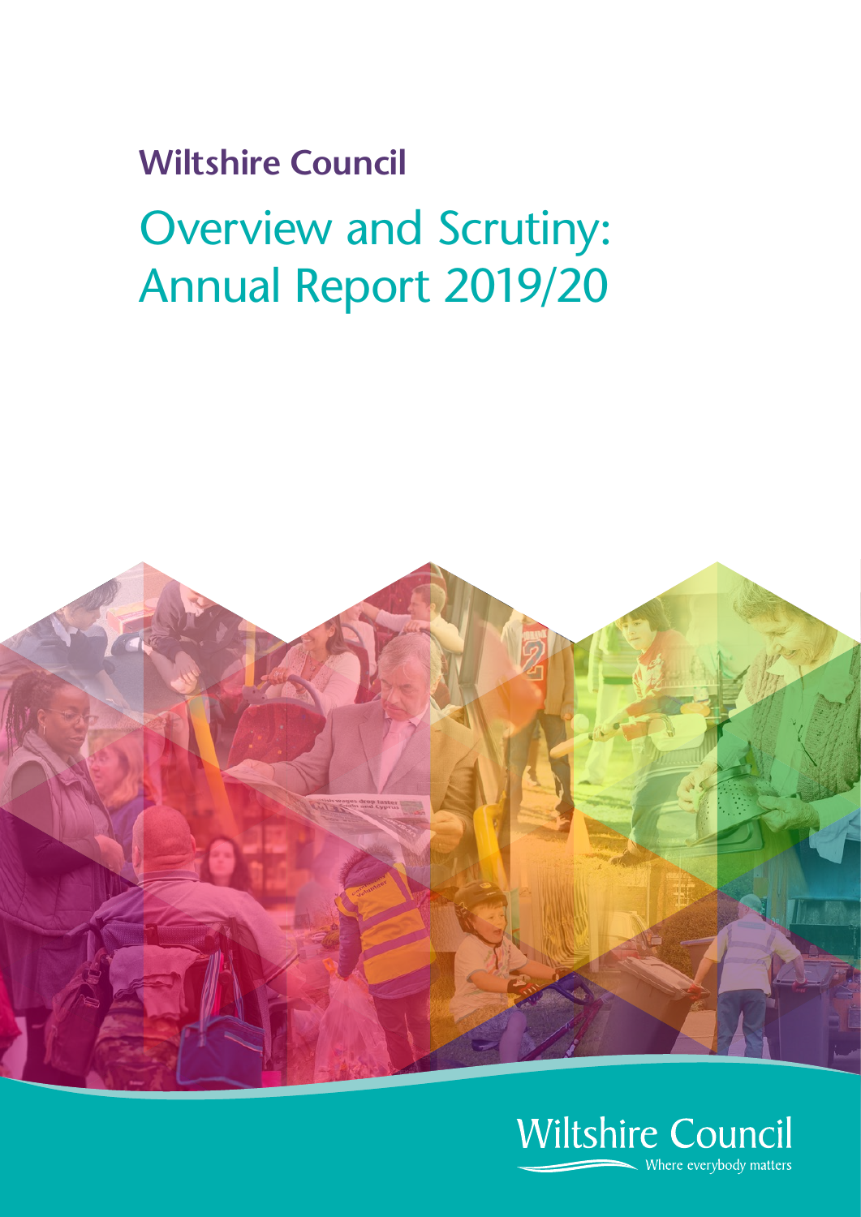# Wiltshire Council

## Overview and Scrutiny: Annual Report 2019/20

Wiltshire Council

Where everybody matters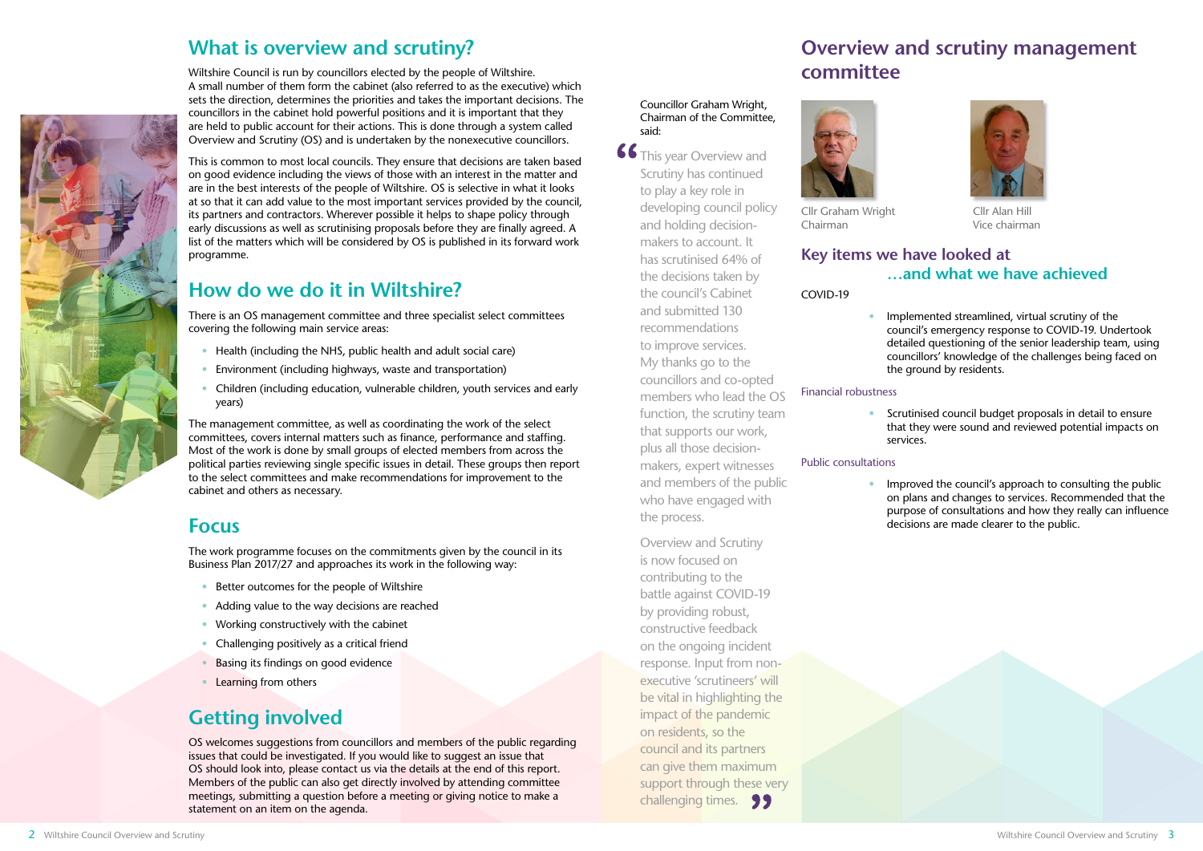## What is overview and scrutiny?

Wiltshire Council is run by councillors elected by the people of Wiltshire. A small number of them form the cabinet (also referred to as the executive) which sets the direction, determines the priorities and takes the important decisions. The councillors in the cabinet hold powerful positions and it is important that they are held to public account for their actions. This is done through a system called Overview and Scrutiny (OS) and is undertaken by the nonexecutive councillors.

This is common to most local councils. They ensure that decisions are taken based on good evidence including the views of those with an interest in the matter and are in the best interests of the people of Wiltshire. OS is selective in what it looks at so that it can add value to the most important services provided by the council, its partners and contractors. Wherever possible it helps to shape policy through early discussions as well as scrutinising proposals before they are finally agreed. A list of the matters which will be considered by OS is published in its forward work programme.

## How do we do it in Wiltshire?

There is an OS management committee and three specialist select committees covering the following main service areas:

- Health (including the NHS, public health and adult social care)
- Environment (including highways, waste and transportation)
- Children (including education, vulnerable children, youth services and early years)

The management committee, as well as coordinating the work of the select committees, covers internal matters such as finance, performance and staffing. Most of the work is done by small groups of elected members from across the political parties reviewing single specific issues in detail. These groups then report to the select committees and make recommendations for improvement to the cabinet and others as necessary.

## Focus

The work programme focuses on the commitments given by the council in its Business Plan 2017/27 and approaches its work in the following way:

- Better outcomes for the people of Wiltshire
- Adding value to the way decisions are reached
- Working constructively with the cabinet
- Challenging positively as a critical friend
- Basing its findings on good evidence
- Learning from others

## Getting involved

OS welcomes suggestions from councillors and members of the public regarding issues that could be investigated. If you would like to suggest an issue that OS should look into, please contact us via the details at the end of this report. Members of the public can also get directly involved by attending committee meetings, submitting a question before a meeting or giving notice to make a statement on an item on the agenda.

Councillor Graham Wright, Chairman of the Committee, said:

> "This year Overview and Scrutiny has continued to play a key role in developing council policy and holding decision-makers to account. It has scrutinised 64% of the decisions taken by the council's Cabinet and submitted 130 recommendations to improve services. My thanks go to the councillors and co-opted members who lead the OS function, the scrutiny team that supports our work, plus all those decision-makers, expert witnesses and members of the public who have engaged with the process.
>
> Overview and Scrutiny is now focused on contributing to the battle against COVID-19 by providing robust, constructive feedback on the ongoing incident response. Input from non-executive 'scrutineers' will be vital in highlighting the impact of the pandemic on residents, so the council and its partners can give them maximum support through these very challenging times."

## Overview and scrutiny management committee

Cllr Graham Wright
Chairman

Cllr Alan Hill
Vice chairman

### Key items we have looked at …and what we have achieved

COVID-19

- Implemented streamlined, virtual scrutiny of the council's emergency response to COVID-19. Undertook detailed questioning of the senior leadership team, using councillors' knowledge of the challenges being faced on the ground by residents.

Financial robustness

- Scrutinised council budget proposals in detail to ensure that they were sound and reviewed potential impacts on services.

Public consultations

- Improved the council's approach to consulting the public on plans and changes to services. Recommended that the purpose of consultations and how they really can influence decisions are made clearer to the public.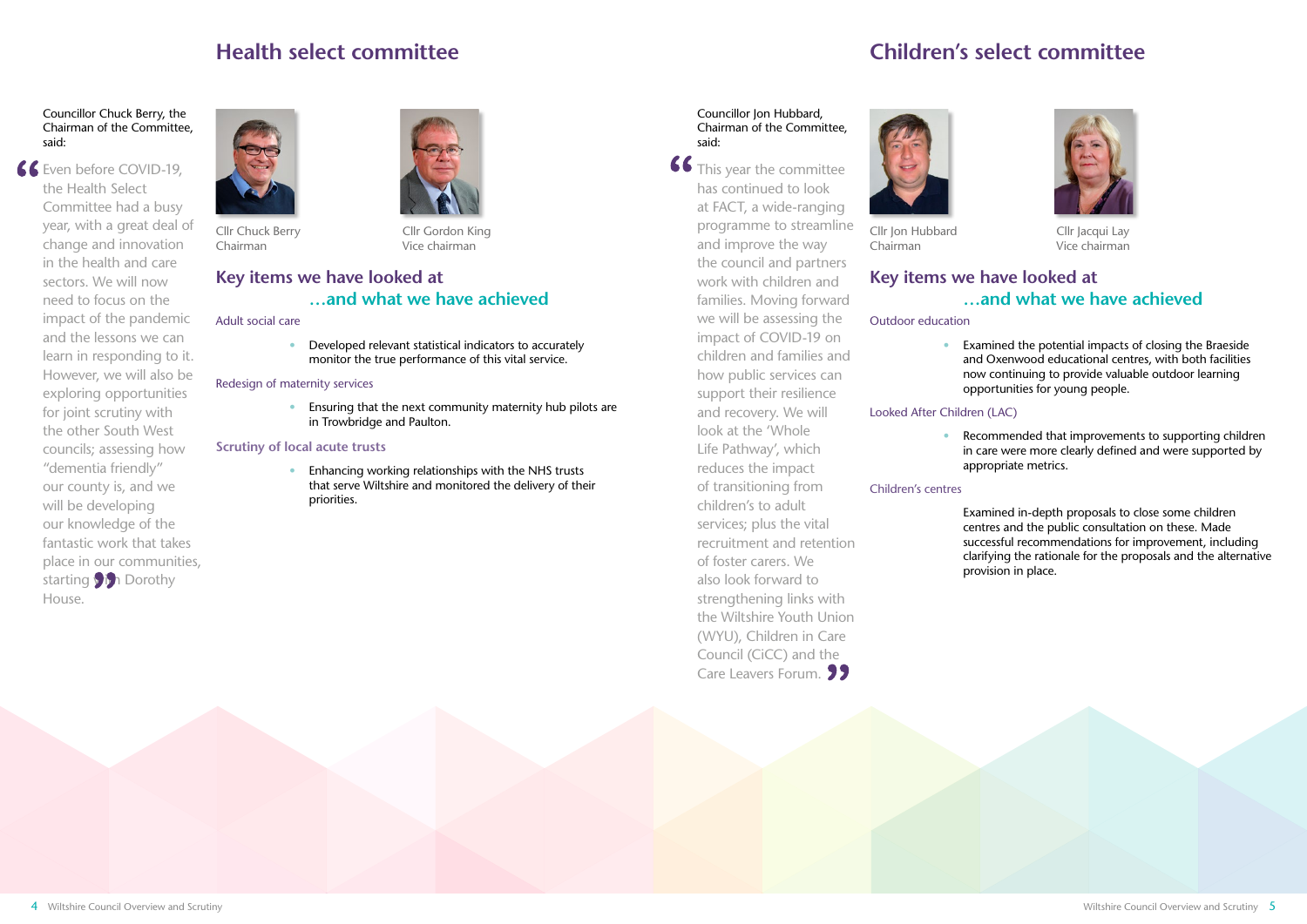## Health select committee

Councillor Chuck Berry, the Chairman of the Committee, said:

"Even before COVID-19, the Health Select Committee had a busy year, with a great deal of change and innovation in the health and care sectors. We will now need to focus on the impact of the pandemic and the lessons we can learn in responding to it. However, we will also be exploring opportunities for joint scrutiny with the other South West councils; assessing how "dementia friendly" our county is, and we will be developing our knowledge of the fantastic work that takes place in our communities, starting with Dorothy House."

Cllr Chuck Berry
Chairman

Cllr Gordon King
Vice chairman

### Key items we have looked at …and what we have achieved

Adult social care

- Developed relevant statistical indicators to accurately monitor the true performance of this vital service.

Redesign of maternity services

- Ensuring that the next community maternity hub pilots are in Trowbridge and Paulton.

Scrutiny of local acute trusts

- Enhancing working relationships with the NHS trusts that serve Wiltshire and monitored the delivery of their priorities.

## Children's select committee

Councillor Jon Hubbard, Chairman of the Committee, said:

"This year the committee has continued to look at FACT, a wide-ranging programme to streamline and improve the way the council and partners work with children and families. Moving forward we will be assessing the impact of COVID-19 on children and families and how public services can support their resilience and recovery. We will look at the 'Whole Life Pathway', which reduces the impact of transitioning from children's to adult services; plus the vital recruitment and retention of foster carers. We also look forward to strengthening links with the Wiltshire Youth Union (WYU), Children in Care Council (CiCC) and the Care Leavers Forum."

Cllr Jon Hubbard
Chairman

Cllr Jacqui Lay
Vice chairman

### Key items we have looked at …and what we have achieved

Outdoor education

- Examined the potential impacts of closing the Braeside and Oxenwood educational centres, with both facilities now continuing to provide valuable outdoor learning opportunities for young people.

Looked After Children (LAC)

- Recommended that improvements to supporting children in care were more clearly defined and were supported by appropriate metrics.

Children's centres

Examined in-depth proposals to close some children centres and the public consultation on these. Made successful recommendations for improvement, including clarifying the rationale for the proposals and the alternative provision in place.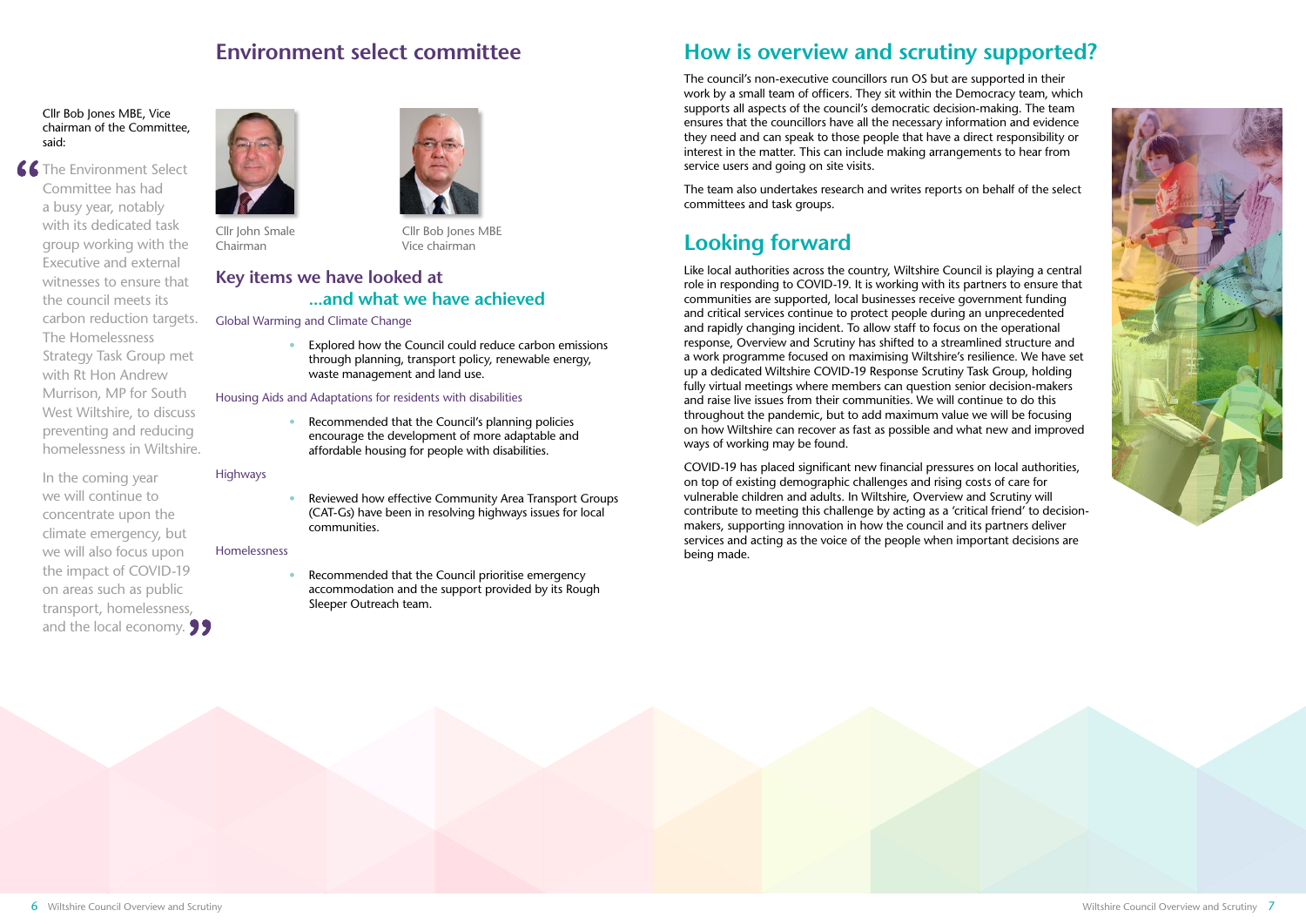## Environment select committee

Cllr Bob Jones MBE, Vice chairman of the Committee, said:

"The Environment Select Committee has had a busy year, notably with its dedicated task group working with the Executive and external witnesses to ensure that the council meets its carbon reduction targets. The Homelessness Strategy Task Group met with Rt Hon Andrew Murrison, MP for South West Wiltshire, to discuss preventing and reducing homelessness in Wiltshire.

In the coming year we will continue to concentrate upon the climate emergency, but we will also focus upon the impact of COVID-19 on areas such as public transport, homelessness, and the local economy."

Cllr John Smale
Chairman

Cllr Bob Jones MBE
Vice chairman

### Key items we have looked at ...and what we have achieved

Global Warming and Climate Change

- Explored how the Council could reduce carbon emissions through planning, transport policy, renewable energy, waste management and land use.

Housing Aids and Adaptations for residents with disabilities

- Recommended that the Council's planning policies encourage the development of more adaptable and affordable housing for people with disabilities.

Highways

- Reviewed how effective Community Area Transport Groups (CAT-Gs) have been in resolving highways issues for local communities.

Homelessness

- Recommended that the Council prioritise emergency accommodation and the support provided by its Rough Sleeper Outreach team.

## How is overview and scrutiny supported?

The council's non-executive councillors run OS but are supported in their work by a small team of officers. They sit within the Democracy team, which supports all aspects of the council's democratic decision-making. The team ensures that the councillors have all the necessary information and evidence they need and can speak to those people that have a direct responsibility or interest in the matter. This can include making arrangements to hear from service users and going on site visits.

The team also undertakes research and writes reports on behalf of the select committees and task groups.

## Looking forward

Like local authorities across the country, Wiltshire Council is playing a central role in responding to COVID-19. It is working with its partners to ensure that communities are supported, local businesses receive government funding and critical services continue to protect people during an unprecedented and rapidly changing incident. To allow staff to focus on the operational response, Overview and Scrutiny has shifted to a streamlined structure and a work programme focused on maximising Wiltshire's resilience. We have set up a dedicated Wiltshire COVID-19 Response Scrutiny Task Group, holding fully virtual meetings where members can question senior decision-makers and raise live issues from their communities. We will continue to do this throughout the pandemic, but to add maximum value we will be focusing on how Wiltshire can recover as fast as possible and what new and improved ways of working may be found.

COVID-19 has placed significant new financial pressures on local authorities, on top of existing demographic challenges and rising costs of care for vulnerable children and adults. In Wiltshire, Overview and Scrutiny will contribute to meeting this challenge by acting as a 'critical friend' to decision-makers, supporting innovation in how the council and its partners deliver services and acting as the voice of the people when important decisions are being made.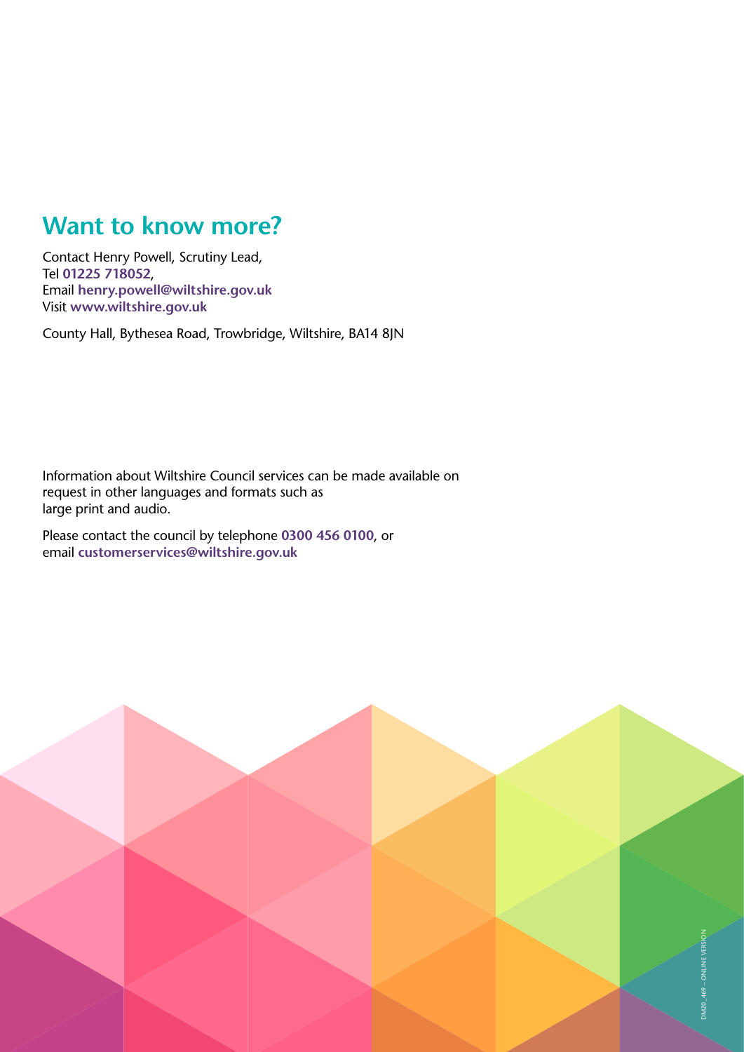## Want to know more?

Contact Henry Powell, Scrutiny Lead,
Tel **01225 718052**,
Email **henry.powell@wiltshire.gov.uk**
Visit **www.wiltshire.gov.uk**

County Hall, Bythesea Road, Trowbridge, Wiltshire, BA14 8JN

Information about Wiltshire Council services can be made available on request in other languages and formats such as large print and audio.

Please contact the council by telephone **0300 456 0100**, or email **customerservices@wiltshire.gov.uk**

DM20_469 – ONLINE VERSION